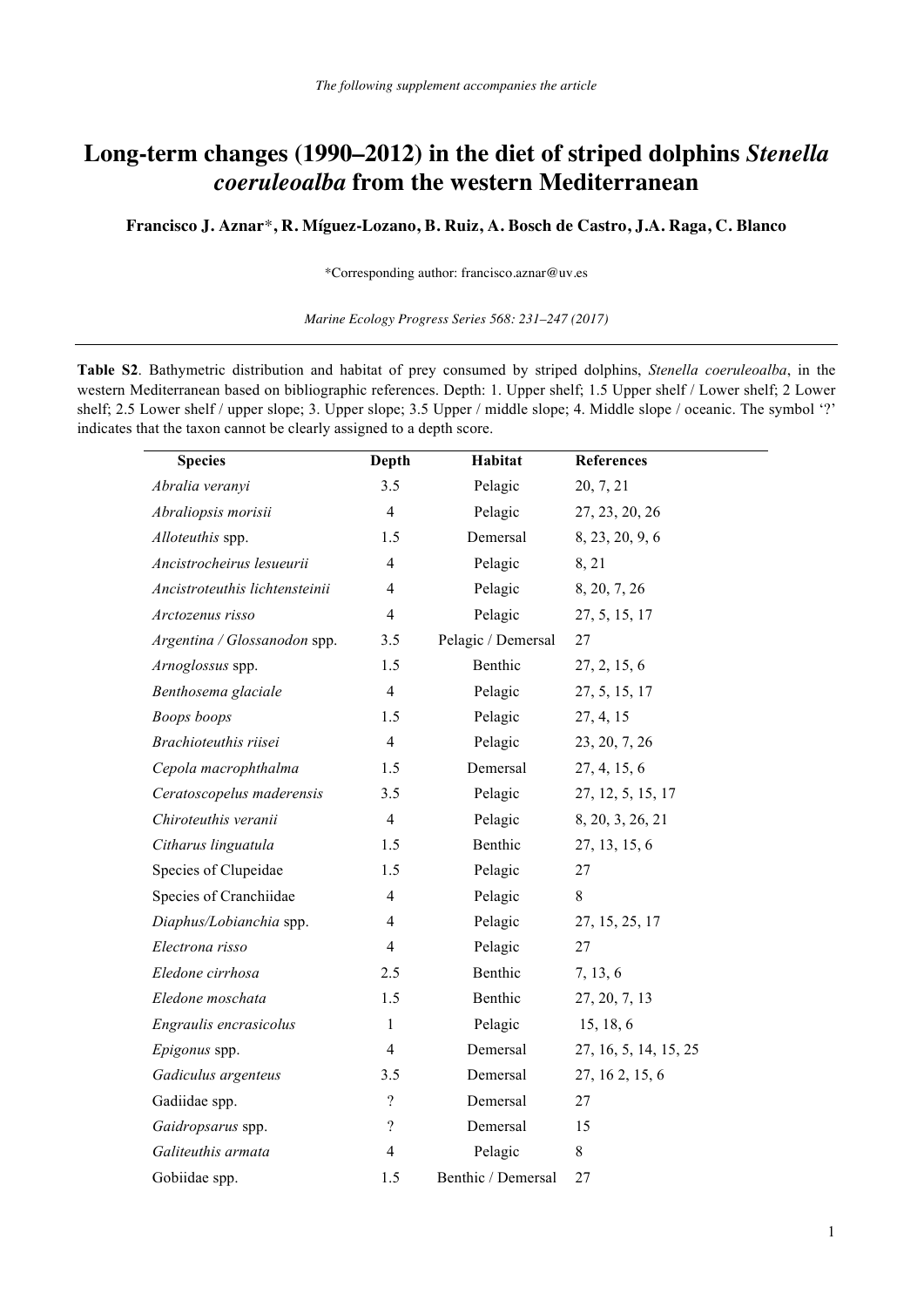*The following supplement accompanies the article*

# Long-term changes (1990–2012) in the diet of striped dolphins *Stenella coeruleoalba* from the western Mediterranean

**Francisco J. Aznar\*, R. Míguez-Lozano, B. Ruiz, A. Bosch de Castro, J.A. Raga, C. Blanco**

\*Corresponding author: francisco.aznar@uv.es

*Marine Ecology Progress Series 568: 231–247 (2017)*

**Table S2**. Bathymetric distribution and habitat of prey consumed by striped dolphins, *Stenella coeruleoalba*, in the western Mediterranean based on bibliographic references. Depth: 1. Upper shelf; 1.5 Upper shelf / Lower shelf; 2 Lower shelf; 2.5 Lower shelf / upper slope; 3. Upper slope; 3.5 Upper / middle slope; 4. Middle slope / oceanic. The symbol '?' indicates that the taxon cannot be clearly assigned to a depth score.

| Species | Depth | Habitat | References |
|---|---|---|---|
| *Abralia veranyi* | 3.5 | Pelagic | 20, 7, 21 |
| *Abraliopsis morisii* | 4 | Pelagic | 27, 23, 20, 26 |
| *Alloteuthis* spp. | 1.5 | Demersal | 8, 23, 20, 9, 6 |
| *Ancistrocheirus lesueurii* | 4 | Pelagic | 8, 21 |
| *Ancistroteuthis lichtensteinii* | 4 | Pelagic | 8, 20, 7, 26 |
| *Arctozenus risso* | 4 | Pelagic | 27, 5, 15, 17 |
| *Argentina / Glossanodon* spp. | 3.5 | Pelagic / Demersal | 27 |
| *Arnoglossus* spp. | 1.5 | Benthic | 27, 2, 15, 6 |
| *Benthosema glaciale* | 4 | Pelagic | 27, 5, 15, 17 |
| *Boops boops* | 1.5 | Pelagic | 27, 4, 15 |
| *Brachioteuthis riisei* | 4 | Pelagic | 23, 20, 7, 26 |
| *Cepola macrophthalma* | 1.5 | Demersal | 27, 4, 15, 6 |
| *Ceratoscopelus maderensis* | 3.5 | Pelagic | 27, 12, 5, 15, 17 |
| *Chiroteuthis veranii* | 4 | Pelagic | 8, 20, 3, 26, 21 |
| *Citharus linguatula* | 1.5 | Benthic | 27, 13, 15, 6 |
| Species of Clupeidae | 1.5 | Pelagic | 27 |
| Species of Cranchiidae | 4 | Pelagic | 8 |
| *Diaphus/Lobianchia* spp. | 4 | Pelagic | 27, 15, 25, 17 |
| *Electrona risso* | 4 | Pelagic | 27 |
| *Eledone cirrhosa* | 2.5 | Benthic | 7, 13, 6 |
| *Eledone moschata* | 1.5 | Benthic | 27, 20, 7, 13 |
| *Engraulis encrasicolus* | 1 | Pelagic | 15, 18, 6 |
| *Epigonus* spp. | 4 | Demersal | 27, 16, 5, 14, 15, 25 |
| *Gadiculus argenteus* | 3.5 | Demersal | 27, 16 2, 15, 6 |
| Gadiidae spp. | ? | Demersal | 27 |
| *Gaidropsarus* spp. | ? | Demersal | 15 |
| *Galiteuthis armata* | 4 | Pelagic | 8 |
| Gobiidae spp. | 1.5 | Benthic / Demersal | 27 |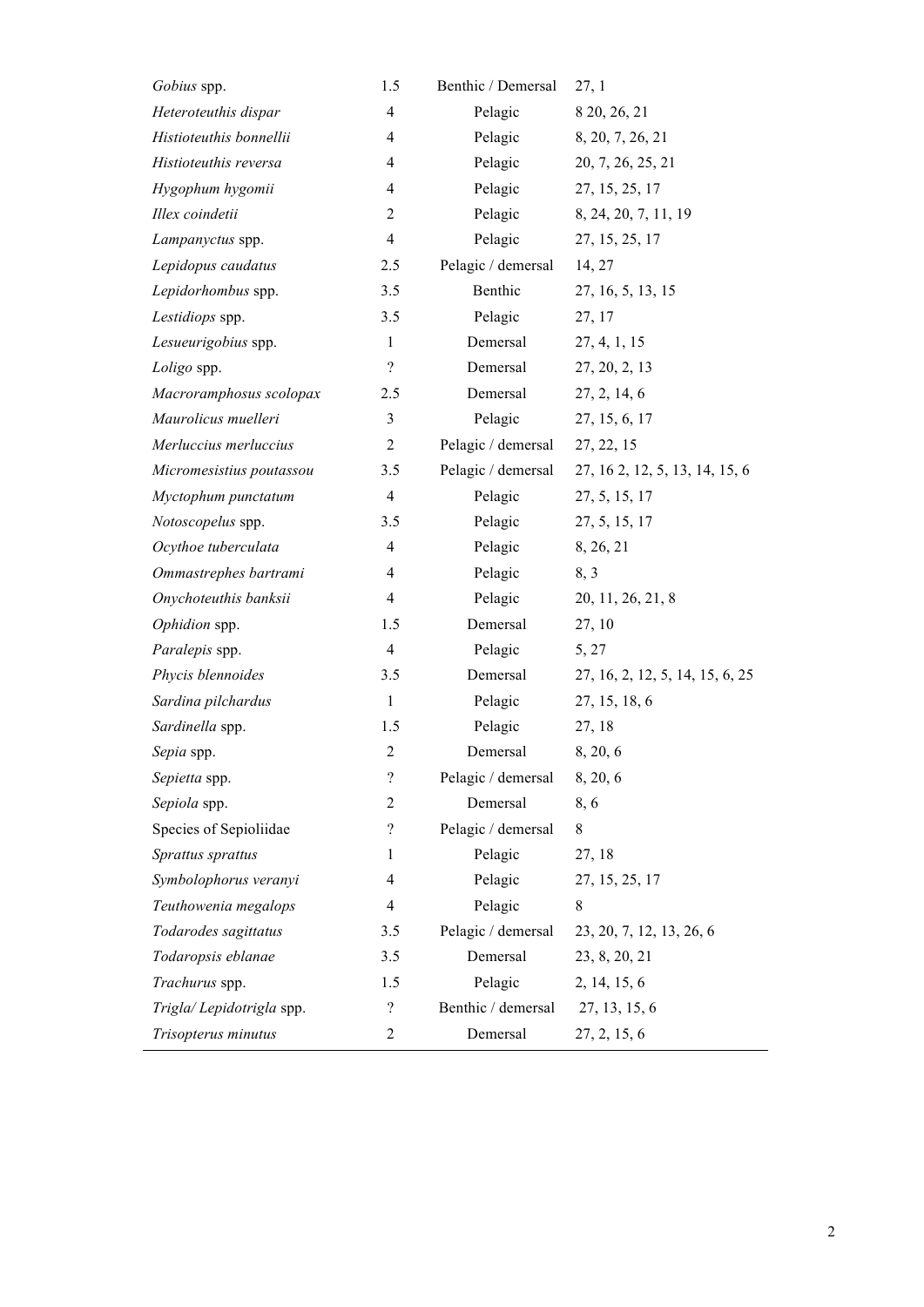| | | | |
|---|---|---|---|
| *Gobius* spp. | 1.5 | Benthic / Demersal | 27, 1 |
| *Heteroteuthis dispar* | 4 | Pelagic | 8 20, 26, 21 |
| *Histioteuthis bonnellii* | 4 | Pelagic | 8, 20, 7, 26, 21 |
| *Histioteuthis reversa* | 4 | Pelagic | 20, 7, 26, 25, 21 |
| *Hygophum hygomii* | 4 | Pelagic | 27, 15, 25, 17 |
| *Illex coindetii* | 2 | Pelagic | 8, 24, 20, 7, 11, 19 |
| *Lampanyctus* spp. | 4 | Pelagic | 27, 15, 25, 17 |
| *Lepidopus caudatus* | 2.5 | Pelagic / demersal | 14, 27 |
| *Lepidorhombus* spp. | 3.5 | Benthic | 27, 16, 5, 13, 15 |
| *Lestidiops* spp. | 3.5 | Pelagic | 27, 17 |
| *Lesueurigobius* spp. | 1 | Demersal | 27, 4, 1, 15 |
| *Loligo* spp. | ? | Demersal | 27, 20, 2, 13 |
| *Macroramphosus scolopax* | 2.5 | Demersal | 27, 2, 14, 6 |
| *Maurolicus muelleri* | 3 | Pelagic | 27, 15, 6, 17 |
| *Merluccius merluccius* | 2 | Pelagic / demersal | 27, 22, 15 |
| *Micromesistius poutassou* | 3.5 | Pelagic / demersal | 27, 16 2, 12, 5, 13, 14, 15, 6 |
| *Myctophum punctatum* | 4 | Pelagic | 27, 5, 15, 17 |
| *Notoscopelus* spp. | 3.5 | Pelagic | 27, 5, 15, 17 |
| *Ocythoe tuberculata* | 4 | Pelagic | 8, 26, 21 |
| *Ommastrephes bartrami* | 4 | Pelagic | 8, 3 |
| *Onychoteuthis banksii* | 4 | Pelagic | 20, 11, 26, 21, 8 |
| *Ophidion* spp. | 1.5 | Demersal | 27, 10 |
| *Paralepis* spp. | 4 | Pelagic | 5, 27 |
| *Phycis blennoides* | 3.5 | Demersal | 27, 16, 2, 12, 5, 14, 15, 6, 25 |
| *Sardina pilchardus* | 1 | Pelagic | 27, 15, 18, 6 |
| *Sardinella* spp. | 1.5 | Pelagic | 27, 18 |
| *Sepia* spp. | 2 | Demersal | 8, 20, 6 |
| *Sepietta* spp. | ? | Pelagic / demersal | 8, 20, 6 |
| *Sepiola* spp. | 2 | Demersal | 8, 6 |
| Species of Sepioliidae | ? | Pelagic / demersal | 8 |
| *Sprattus sprattus* | 1 | Pelagic | 27, 18 |
| *Symbolophorus veranyi* | 4 | Pelagic | 27, 15, 25, 17 |
| *Teuthowenia megalops* | 4 | Pelagic | 8 |
| *Todarodes sagittatus* | 3.5 | Pelagic / demersal | 23, 20, 7, 12, 13, 26, 6 |
| *Todaropsis eblanae* | 3.5 | Demersal | 23, 8, 20, 21 |
| *Trachurus* spp. | 1.5 | Pelagic | 2, 14, 15, 6 |
| *Trigla/ Lepidotrigla* spp. | ? | Benthic / demersal | 27, 13, 15, 6 |
| *Trisopterus minutus* | 2 | Demersal | 27, 2, 15, 6 |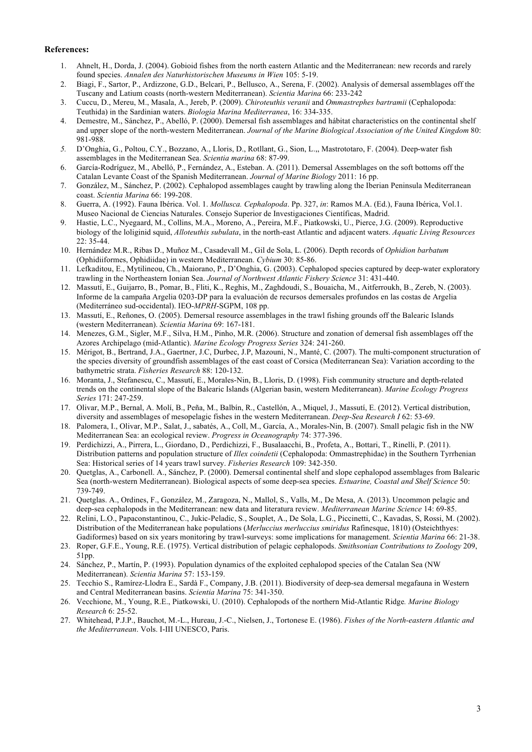**References:**

1. Ahnelt, H., Dorda, J. (2004). Gobioid fishes from the north eastern Atlantic and the Mediterranean: new records and rarely found species. *Annalen des Naturhistorischen Museums in Wien* 105: 5-19.
2. Biagi, F., Sartor, P., Ardizzone, G.D., Belcari, P., Bellusco, A., Serena, F. (2002). Analysis of demersal assemblages off the Tuscany and Latium coasts (north-western Mediterranean). *Scientia Marina* 66: 233-242
3. Cuccu, D., Mereu, M., Masala, A., Jereb, P. (2009). *Chiroteuthis veranii* and *Ommastrephes bartramii* (Cephalopoda: Teuthida) in the Sardinian waters. *Biologia Marina Mediterranea*, 16: 334-335.
4. Demestre, M., Sánchez, P., Abelló, P. (2000). Demersal fish assemblages and hábitat characteristics on the continental shelf and upper slope of the north-western Mediterranean. *Journal of the Marine Biological Association of the United Kingdom* 80: 981-988.
5. D'Onghia, G., Poltou, C.Y., Bozzano, A., Lloris, D., Rotllant, G., Sion, L.,, Mastrototaro, F. (2004). Deep-water fish assemblages in the Mediterranean Sea. *Scientia marina* 68: 87-99.
6. García-Rodríguez, M., Abelló, P., Fernández, A., Esteban. A. (2011). Demersal Assemblages on the soft bottoms off the Catalan Levante Coast of the Spanish Mediterranean. *Journal of Marine Biology* 2011: 16 pp.
7. González, M., Sánchez, P. (2002). Cephalopod assemblages caught by trawling along the Iberian Peninsula Mediterranean coast. *Scientia Marina* 66: 199-208.
8. Guerra, A. (1992). Fauna Ibérica. Vol. 1. *Mollusca. Cephalopoda*. Pp. 327, *in*: Ramos M.A. (Ed.), Fauna Ibérica, Vol.1. Museo Nacional de Ciencias Naturales. Consejo Superior de Investigaciones Científicas, Madrid.
9. Hastie, L.C., Nyegaard, M., Collins, M.A., Moreno, A., Pereira, M.F., Piatkowski, U., Pierce, J.G. (2009). Reproductive biology of the loliginid squid, *Alloteuthis subulata*, in the north-east Atlantic and adjacent waters. *Aquatic Living Resources* 22: 35-44.
10. Hernández M.R., Ribas D., Muñoz M., Casadevall M., Gil de Sola, L. (2006). Depth records of *Ophidion barbatum* (Ophidiiformes, Ophidiidae) in western Mediterranean. *Cybium* 30: 85-86.
11. Lefkaditou, E., Mytilineou, Ch., Maiorano, P., D'Onghia, G. (2003). Cephalopod species captured by deep-water exploratory trawling in the Northeastern Ionian Sea. *Journal of Northwest Atlantic Fishery Science* 31: 431-440.
12. Massutí, E., Guijarro, B., Pomar, B., Fliti, K., Reghis, M., Zaghdoudi, S., Bouaicha, M., Aitferoukh, B., Zereb, N. (2003). Informe de la campaña Argelia 0203-DP para la evaluación de recursos demersales profundos en las costas de Argelia (Mediterráneo sud-occidental). IEO-*MPRH*-SGPM, 108 pp.
13. Massutí, E., Reñones, O. (2005). Demersal resource assemblages in the trawl fishing grounds off the Balearic Islands (western Mediterranean). *Scientia Marina* 69: 167-181.
14. Menezes, G.M., Sigler, M.F., Silva, H.M., Pinho, M.R. (2006). Structure and zonation of demersal fish assemblages off the Azores Archipelago (mid-Atlantic). *Marine Ecology Progress Series* 324: 241-260.
15. Mérigot, B., Bertrand, J.A., Gaertner, J.C, Durbec, J.P, Mazouni, N., Manté, C. (2007). The multi-component structuration of the species diversity of groundfish assemblages of the east coast of Corsica (Mediterranean Sea): Variation according to the bathymetric strata. *Fisheries Research* 88: 120-132.
16. Moranta, J., Stefanescu, C., Massutí, E., Morales-Nin, B., Lloris, D. (1998). Fish community structure and depth-related trends on the continental slope of the Balearic Islands (Algerian basin, western Mediterranean). *Marine Ecology Progress Series* 171: 247-259.
17. Olivar, M.P., Bernal, A. Molí, B., Peña, M., Balbín, R., Castellón, A., Miquel, J., Massutí, E. (2012). Vertical distribution, diversity and assemblages of mesopelagic fishes in the western Mediterranean. *Deep-Sea Research I* 62: 53-69.
18. Palomera, I., Olivar, M.P., Salat, J., sabatés, A., Coll, M., García, A., Morales-Nin, B. (2007). Small pelagic fish in the NW Mediterranean Sea: an ecological review. *Progress in Oceanography* 74: 377-396.
19. Perdichizzi, A., Pirrera, L., Giordano, D., Perdichizzi, F., Busalaacchi, B., Profeta, A., Bottari, T., Rinelli, P. (2011). Distribution patterns and population structure of *Illex coindetii* (Cephalopoda: Ommastrephidae) in the Southern Tyrrhenian Sea: Historical series of 14 years trawl survey. *Fisheries Research* 109: 342-350.
20. Quetglas, A., Carbonell. A., Sánchez, P. (2000). Demersal continental shelf and slope cephalopod assemblages from Balearic Sea (north-western Mediterranean). Biological aspects of some deep-sea species. *Estuarine, Coastal and Shelf Science* 50: 739-749.
21. Quetglas. A., Ordines, F., González, M., Zaragoza, N., Mallol, S., Valls, M., De Mesa, A. (2013). Uncommon pelagic and deep-sea cephalopods in the Mediterranean: new data and literatura review. *Mediterranean Marine Science* 14: 69-85.
22. Relini, L.O., Papaconstantinou, C., Jukic-Peladic, S., Souplet, A., De Sola, L.G., Piccinetti, C., Kavadas, S, Rossi, M. (2002). Distribution of the Mediterranean hake populations (*Merluccius merluccius smiridus* Rafinesque, 1810) (Osteichthyes: Gadiformes) based on six years monitoring by trawl-surveys: some implications for management. *Scientia Marina* 66: 21-38.
23. Roper, G.F.E., Young, R.E. (1975). Vertical distribution of pelagic cephalopods. *Smithsonian Contributions to Zoology* 209, 51pp.
24. Sánchez, P., Martín, P. (1993). Population dynamics of the exploited cephalopod species of the Catalan Sea (NW Mediterranean). *Scientia Marina* 57: 153-159.
25. Tecchio S., Ramírez-Llodra E., Sardà F., Company, J.B. (2011). Biodiversity of deep-sea demersal megafauna in Western and Central Mediterranean basins. *Scientia Marina* 75: 341-350.
26. Vecchione, M., Young, R.E., Piatkowski, U. (2010). Cephalopods of the northern Mid-Atlantic Ridge*. Marine Biology Research* 6: 25-52.
27. Whitehead, P.J.P., Bauchot, M.-L., Hureau, J.-C., Nielsen, J., Tortonese E. (1986). *Fishes of the North-eastern Atlantic and the Mediterranean*. Vols. I-III UNESCO, Paris.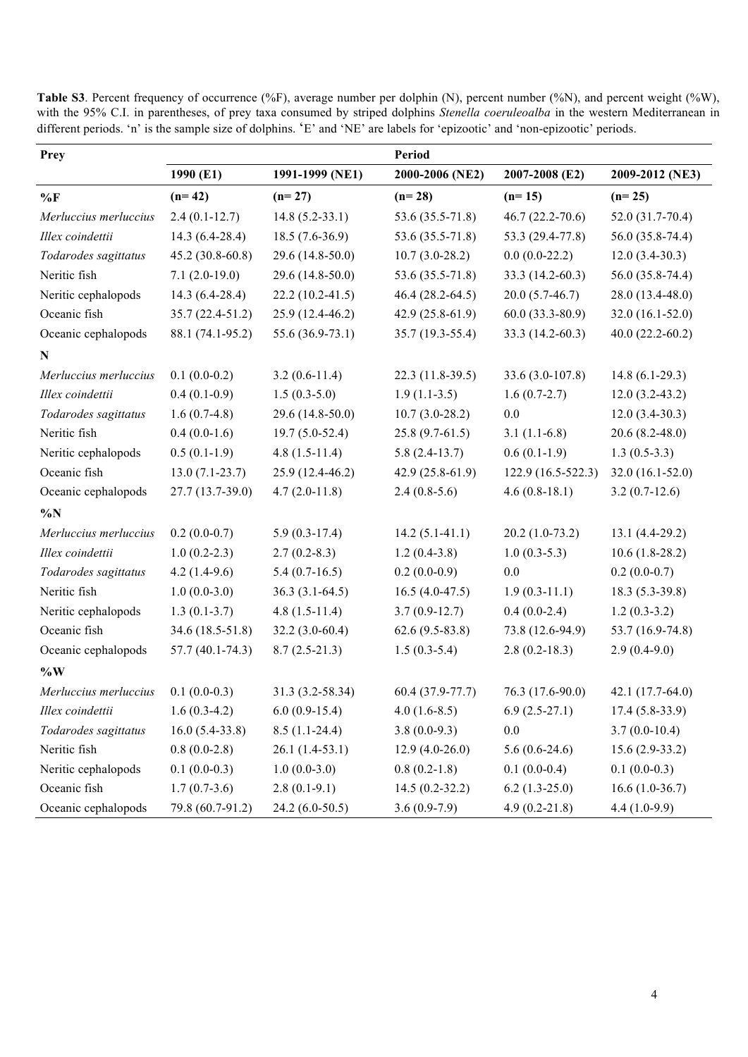**Table S3**. Percent frequency of occurrence (%F), average number per dolphin (N), percent number (%N), and percent weight (%W), with the 95% C.I. in parentheses, of prey taxa consumed by striped dolphins *Stenella coeruleoalba* in the western Mediterranean in different periods. 'n' is the sample size of dolphins. 'E' and 'NE' are labels for 'epizootic' and 'non-epizootic' periods.

| Prey | Period | | | | |
|---|---|---|---|---|---|
| | 1990 (E1) | 1991-1999 (NE1) | 2000-2006 (NE2) | 2007-2008 (E2) | 2009-2012 (NE3) |
| **%F** | **(n= 42)** | **(n= 27)** | **(n= 28)** | **(n= 15)** | **(n= 25)** |
| *Merluccius merluccius* | 2.4 (0.1-12.7) | 14.8 (5.2-33.1) | 53.6 (35.5-71.8) | 46.7 (22.2-70.6) | 52.0 (31.7-70.4) |
| *Illex coindettii* | 14.3 (6.4-28.4) | 18.5 (7.6-36.9) | 53.6 (35.5-71.8) | 53.3 (29.4-77.8) | 56.0 (35.8-74.4) |
| *Todarodes sagittatus* | 45.2 (30.8-60.8) | 29.6 (14.8-50.0) | 10.7 (3.0-28.2) | 0.0 (0.0-22.2) | 12.0 (3.4-30.3) |
| Neritic fish | 7.1 (2.0-19.0) | 29.6 (14.8-50.0) | 53.6 (35.5-71.8) | 33.3 (14.2-60.3) | 56.0 (35.8-74.4) |
| Neritic cephalopods | 14.3 (6.4-28.4) | 22.2 (10.2-41.5) | 46.4 (28.2-64.5) | 20.0 (5.7-46.7) | 28.0 (13.4-48.0) |
| Oceanic fish | 35.7 (22.4-51.2) | 25.9 (12.4-46.2) | 42.9 (25.8-61.9) | 60.0 (33.3-80.9) | 32.0 (16.1-52.0) |
| Oceanic cephalopods | 88.1 (74.1-95.2) | 55.6 (36.9-73.1) | 35.7 (19.3-55.4) | 33.3 (14.2-60.3) | 40.0 (22.2-60.2) |
| **N** | | | | | |
| *Merluccius merluccius* | 0.1 (0.0-0.2) | 3.2 (0.6-11.4) | 22.3 (11.8-39.5) | 33.6 (3.0-107.8) | 14.8 (6.1-29.3) |
| *Illex coindettii* | 0.4 (0.1-0.9) | 1.5 (0.3-5.0) | 1.9 (1.1-3.5) | 1.6 (0.7-2.7) | 12.0 (3.2-43.2) |
| *Todarodes sagittatus* | 1.6 (0.7-4.8) | 29.6 (14.8-50.0) | 10.7 (3.0-28.2) | 0.0 | 12.0 (3.4-30.3) |
| Neritic fish | 0.4 (0.0-1.6) | 19.7 (5.0-52.4) | 25.8 (9.7-61.5) | 3.1 (1.1-6.8) | 20.6 (8.2-48.0) |
| Neritic cephalopods | 0.5 (0.1-1.9) | 4.8 (1.5-11.4) | 5.8 (2.4-13.7) | 0.6 (0.1-1.9) | 1.3 (0.5-3.3) |
| Oceanic fish | 13.0 (7.1-23.7) | 25.9 (12.4-46.2) | 42.9 (25.8-61.9) | 122.9 (16.5-522.3) | 32.0 (16.1-52.0) |
| Oceanic cephalopods | 27.7 (13.7-39.0) | 4.7 (2.0-11.8) | 2.4 (0.8-5.6) | 4.6 (0.8-18.1) | 3.2 (0.7-12.6) |
| **%N** | | | | | |
| *Merluccius merluccius* | 0.2 (0.0-0.7) | 5.9 (0.3-17.4) | 14.2 (5.1-41.1) | 20.2 (1.0-73.2) | 13.1 (4.4-29.2) |
| *Illex coindettii* | 1.0 (0.2-2.3) | 2.7 (0.2-8.3) | 1.2 (0.4-3.8) | 1.0 (0.3-5.3) | 10.6 (1.8-28.2) |
| *Todarodes sagittatus* | 4.2 (1.4-9.6) | 5.4 (0.7-16.5) | 0.2 (0.0-0.9) | 0.0 | 0.2 (0.0-0.7) |
| Neritic fish | 1.0 (0.0-3.0) | 36.3 (3.1-64.5) | 16.5 (4.0-47.5) | 1.9 (0.3-11.1) | 18.3 (5.3-39.8) |
| Neritic cephalopods | 1.3 (0.1-3.7) | 4.8 (1.5-11.4) | 3.7 (0.9-12.7) | 0.4 (0.0-2.4) | 1.2 (0.3-3.2) |
| Oceanic fish | 34.6 (18.5-51.8) | 32.2 (3.0-60.4) | 62.6 (9.5-83.8) | 73.8 (12.6-94.9) | 53.7 (16.9-74.8) |
| Oceanic cephalopods | 57.7 (40.1-74.3) | 8.7 (2.5-21.3) | 1.5 (0.3-5.4) | 2.8 (0.2-18.3) | 2.9 (0.4-9.0) |
| **%W** | | | | | |
| *Merluccius merluccius* | 0.1 (0.0-0.3) | 31.3 (3.2-58.34) | 60.4 (37.9-77.7) | 76.3 (17.6-90.0) | 42.1 (17.7-64.0) |
| *Illex coindettii* | 1.6 (0.3-4.2) | 6.0 (0.9-15.4) | 4.0 (1.6-8.5) | 6.9 (2.5-27.1) | 17.4 (5.8-33.9) |
| *Todarodes sagittatus* | 16.0 (5.4-33.8) | 8.5 (1.1-24.4) | 3.8 (0.0-9.3) | 0.0 | 3.7 (0.0-10.4) |
| Neritic fish | 0.8 (0.0-2.8) | 26.1 (1.4-53.1) | 12.9 (4.0-26.0) | 5.6 (0.6-24.6) | 15.6 (2.9-33.2) |
| Neritic cephalopods | 0.1 (0.0-0.3) | 1.0 (0.0-3.0) | 0.8 (0.2-1.8) | 0.1 (0.0-0.4) | 0.1 (0.0-0.3) |
| Oceanic fish | 1.7 (0.7-3.6) | 2.8 (0.1-9.1) | 14.5 (0.2-32.2) | 6.2 (1.3-25.0) | 16.6 (1.0-36.7) |
| Oceanic cephalopods | 79.8 (60.7-91.2) | 24.2 (6.0-50.5) | 3.6 (0.9-7.9) | 4.9 (0.2-21.8) | 4.4 (1.0-9.9) |